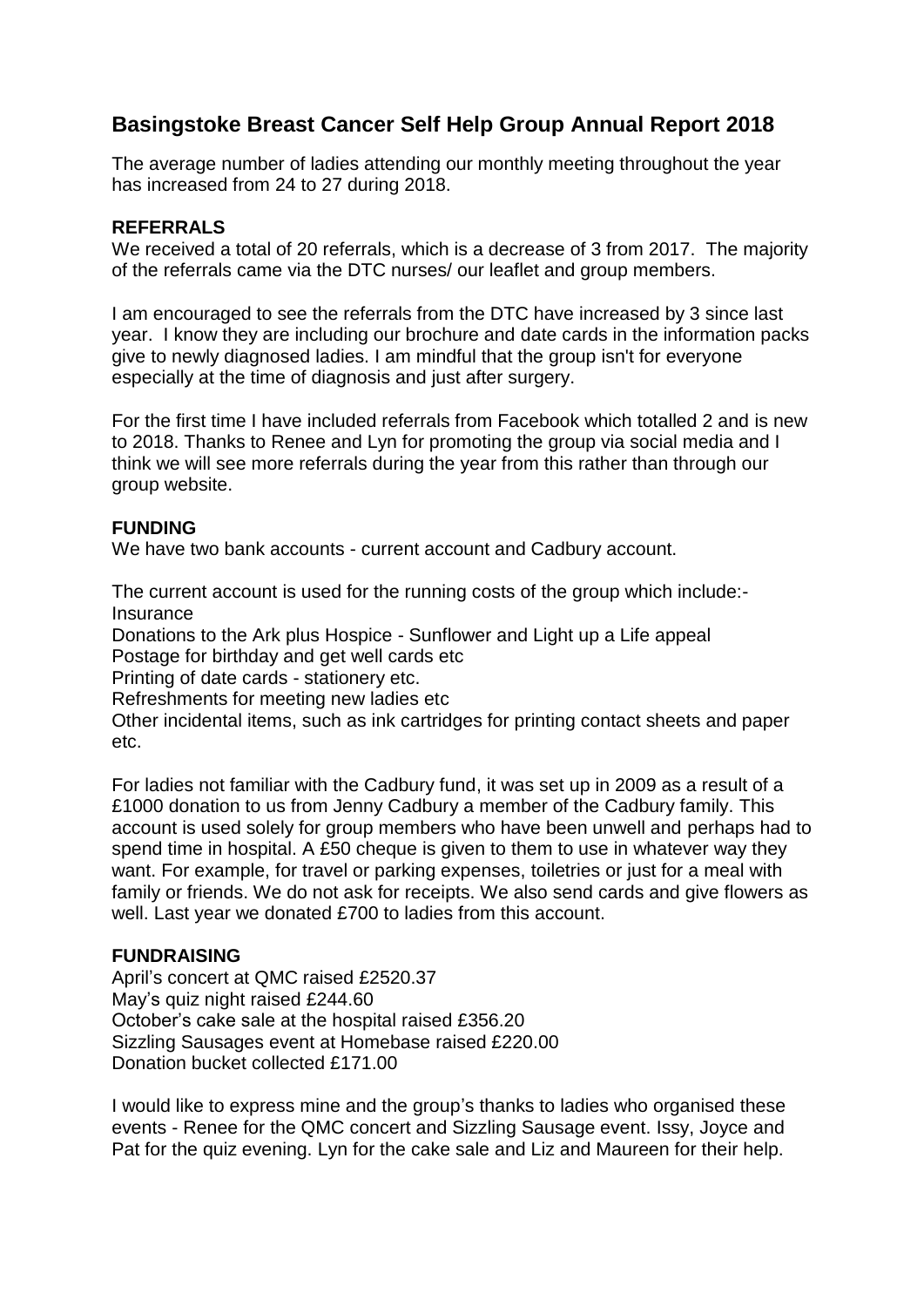# Basingstoke Breast Cancer Self Help Group Annual Report 2018

The average number of ladies attending our monthly meeting throughout the year has increased from 24 to 27 during 2018.

**REFERRALS**

We received a total of 20 referrals, which is a decrease of 3 from 2017. The majority of the referrals came via the DTC nurses/ our leaflet and group members.

I am encouraged to see the referrals from the DTC have increased by 3 since last year. I know they are including our brochure and date cards in the information packs give to newly diagnosed ladies. I am mindful that the group isn't for everyone especially at the time of diagnosis and just after surgery.

For the first time I have included referrals from Facebook which totalled 2 and is new to 2018. Thanks to Renee and Lyn for promoting the group via social media and I think we will see more referrals during the year from this rather than through our group website.

**FUNDING**

We have two bank accounts - current account and Cadbury account.

The current account is used for the running costs of the group which include:-
Insurance
Donations to the Ark plus Hospice - Sunflower and Light up a Life appeal
Postage for birthday and get well cards etc
Printing of date cards - stationery etc.
Refreshments for meeting new ladies etc
Other incidental items, such as ink cartridges for printing contact sheets and paper etc.

For ladies not familiar with the Cadbury fund, it was set up in 2009 as a result of a £1000 donation to us from Jenny Cadbury a member of the Cadbury family. This account is used solely for group members who have been unwell and perhaps had to spend time in hospital. A £50 cheque is given to them to use in whatever way they want. For example, for travel or parking expenses, toiletries or just for a meal with family or friends. We do not ask for receipts. We also send cards and give flowers as well. Last year we donated £700 to ladies from this account.

**FUNDRAISING**

April's concert at QMC raised £2520.37
May's quiz night raised £244.60
October's cake sale at the hospital raised £356.20
Sizzling Sausages event at Homebase raised £220.00
Donation bucket collected £171.00

I would like to express mine and the group's thanks to ladies who organised these events - Renee for the QMC concert and Sizzling Sausage event. Issy, Joyce and Pat for the quiz evening. Lyn for the cake sale and Liz and Maureen for their help.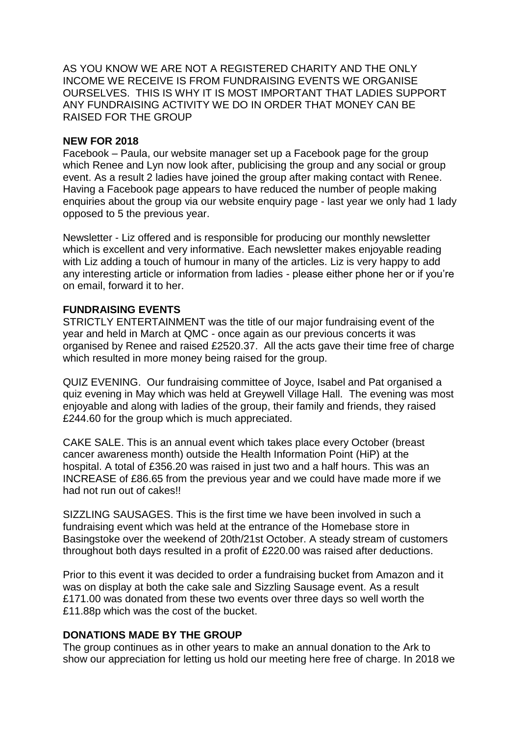AS YOU KNOW WE ARE NOT A REGISTERED CHARITY AND THE ONLY INCOME WE RECEIVE IS FROM FUNDRAISING EVENTS WE ORGANISE OURSELVES. THIS IS WHY IT IS MOST IMPORTANT THAT LADIES SUPPORT ANY FUNDRAISING ACTIVITY WE DO IN ORDER THAT MONEY CAN BE RAISED FOR THE GROUP

**NEW FOR 2018**

Facebook – Paula, our website manager set up a Facebook page for the group which Renee and Lyn now look after, publicising the group and any social or group event. As a result 2 ladies have joined the group after making contact with Renee. Having a Facebook page appears to have reduced the number of people making enquiries about the group via our website enquiry page - last year we only had 1 lady opposed to 5 the previous year.

Newsletter - Liz offered and is responsible for producing our monthly newsletter which is excellent and very informative. Each newsletter makes enjoyable reading with Liz adding a touch of humour in many of the articles. Liz is very happy to add any interesting article or information from ladies - please either phone her or if you're on email, forward it to her.

**FUNDRAISING EVENTS**

STRICTLY ENTERTAINMENT was the title of our major fundraising event of the year and held in March at QMC - once again as our previous concerts it was organised by Renee and raised £2520.37. All the acts gave their time free of charge which resulted in more money being raised for the group.

QUIZ EVENING. Our fundraising committee of Joyce, Isabel and Pat organised a quiz evening in May which was held at Greywell Village Hall. The evening was most enjoyable and along with ladies of the group, their family and friends, they raised £244.60 for the group which is much appreciated.

CAKE SALE. This is an annual event which takes place every October (breast cancer awareness month) outside the Health Information Point (HiP) at the hospital. A total of £356.20 was raised in just two and a half hours. This was an INCREASE of £86.65 from the previous year and we could have made more if we had not run out of cakes!!

SIZZLING SAUSAGES. This is the first time we have been involved in such a fundraising event which was held at the entrance of the Homebase store in Basingstoke over the weekend of 20th/21st October. A steady stream of customers throughout both days resulted in a profit of £220.00 was raised after deductions.

Prior to this event it was decided to order a fundraising bucket from Amazon and it was on display at both the cake sale and Sizzling Sausage event. As a result £171.00 was donated from these two events over three days so well worth the £11.88p which was the cost of the bucket.

**DONATIONS MADE BY THE GROUP**

The group continues as in other years to make an annual donation to the Ark to show our appreciation for letting us hold our meeting here free of charge. In 2018 we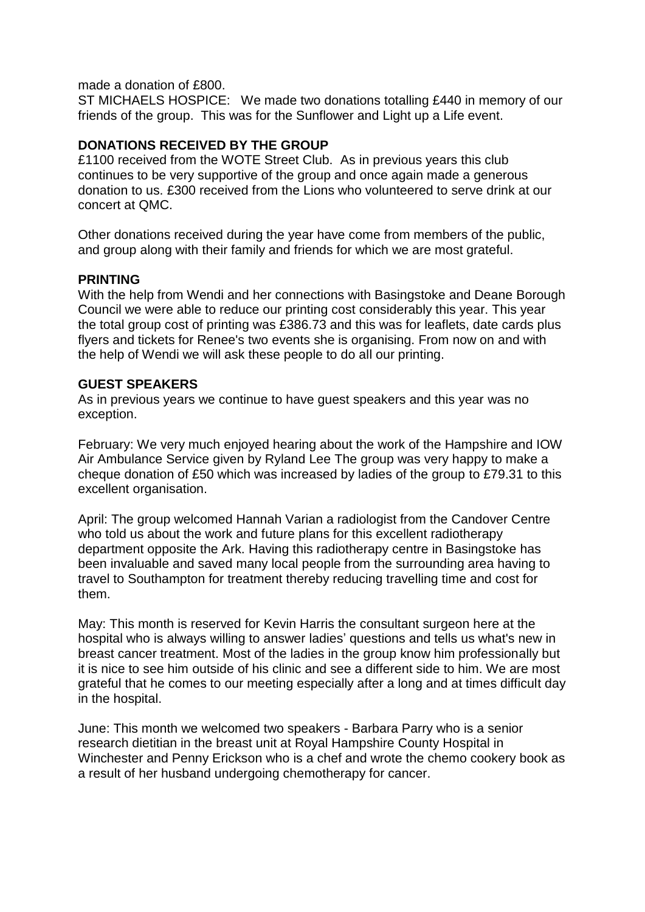made a donation of £800.
ST MICHAELS HOSPICE: We made two donations totalling £440 in memory of our friends of the group. This was for the Sunflower and Light up a Life event.

**DONATIONS RECEIVED BY THE GROUP**

£1100 received from the WOTE Street Club. As in previous years this club continues to be very supportive of the group and once again made a generous donation to us. £300 received from the Lions who volunteered to serve drink at our concert at QMC.

Other donations received during the year have come from members of the public, and group along with their family and friends for which we are most grateful.

**PRINTING**

With the help from Wendi and her connections with Basingstoke and Deane Borough Council we were able to reduce our printing cost considerably this year. This year the total group cost of printing was £386.73 and this was for leaflets, date cards plus flyers and tickets for Renee's two events she is organising. From now on and with the help of Wendi we will ask these people to do all our printing.

**GUEST SPEAKERS**

As in previous years we continue to have guest speakers and this year was no exception.

February: We very much enjoyed hearing about the work of the Hampshire and IOW Air Ambulance Service given by Ryland Lee The group was very happy to make a cheque donation of £50 which was increased by ladies of the group to £79.31 to this excellent organisation.

April: The group welcomed Hannah Varian a radiologist from the Candover Centre who told us about the work and future plans for this excellent radiotherapy department opposite the Ark. Having this radiotherapy centre in Basingstoke has been invaluable and saved many local people from the surrounding area having to travel to Southampton for treatment thereby reducing travelling time and cost for them.

May: This month is reserved for Kevin Harris the consultant surgeon here at the hospital who is always willing to answer ladies' questions and tells us what's new in breast cancer treatment. Most of the ladies in the group know him professionally but it is nice to see him outside of his clinic and see a different side to him. We are most grateful that he comes to our meeting especially after a long and at times difficult day in the hospital.

June: This month we welcomed two speakers - Barbara Parry who is a senior research dietitian in the breast unit at Royal Hampshire County Hospital in Winchester and Penny Erickson who is a chef and wrote the chemo cookery book as a result of her husband undergoing chemotherapy for cancer.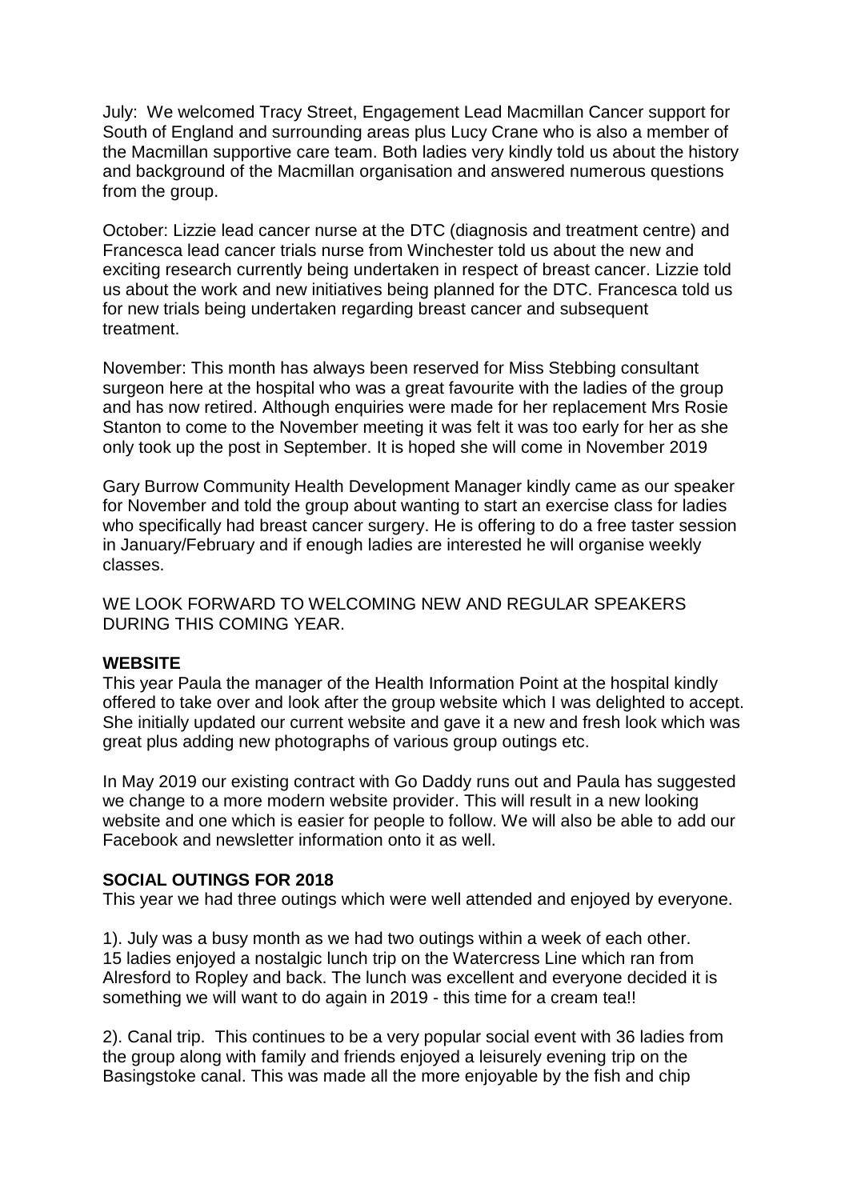July: We welcomed Tracy Street, Engagement Lead Macmillan Cancer support for South of England and surrounding areas plus Lucy Crane who is also a member of the Macmillan supportive care team. Both ladies very kindly told us about the history and background of the Macmillan organisation and answered numerous questions from the group.

October: Lizzie lead cancer nurse at the DTC (diagnosis and treatment centre) and Francesca lead cancer trials nurse from Winchester told us about the new and exciting research currently being undertaken in respect of breast cancer. Lizzie told us about the work and new initiatives being planned for the DTC. Francesca told us for new trials being undertaken regarding breast cancer and subsequent treatment.

November: This month has always been reserved for Miss Stebbing consultant surgeon here at the hospital who was a great favourite with the ladies of the group and has now retired. Although enquiries were made for her replacement Mrs Rosie Stanton to come to the November meeting it was felt it was too early for her as she only took up the post in September. It is hoped she will come in November 2019

Gary Burrow Community Health Development Manager kindly came as our speaker for November and told the group about wanting to start an exercise class for ladies who specifically had breast cancer surgery. He is offering to do a free taster session in January/February and if enough ladies are interested he will organise weekly classes.

WE LOOK FORWARD TO WELCOMING NEW AND REGULAR SPEAKERS DURING THIS COMING YEAR.

**WEBSITE**

This year Paula the manager of the Health Information Point at the hospital kindly offered to take over and look after the group website which I was delighted to accept. She initially updated our current website and gave it a new and fresh look which was great plus adding new photographs of various group outings etc.

In May 2019 our existing contract with Go Daddy runs out and Paula has suggested we change to a more modern website provider. This will result in a new looking website and one which is easier for people to follow. We will also be able to add our Facebook and newsletter information onto it as well.

**SOCIAL OUTINGS FOR 2018**

This year we had three outings which were well attended and enjoyed by everyone.

1). July was a busy month as we had two outings within a week of each other. 15 ladies enjoyed a nostalgic lunch trip on the Watercress Line which ran from Alresford to Ropley and back. The lunch was excellent and everyone decided it is something we will want to do again in 2019 - this time for a cream tea!!

2). Canal trip. This continues to be a very popular social event with 36 ladies from the group along with family and friends enjoyed a leisurely evening trip on the Basingstoke canal. This was made all the more enjoyable by the fish and chip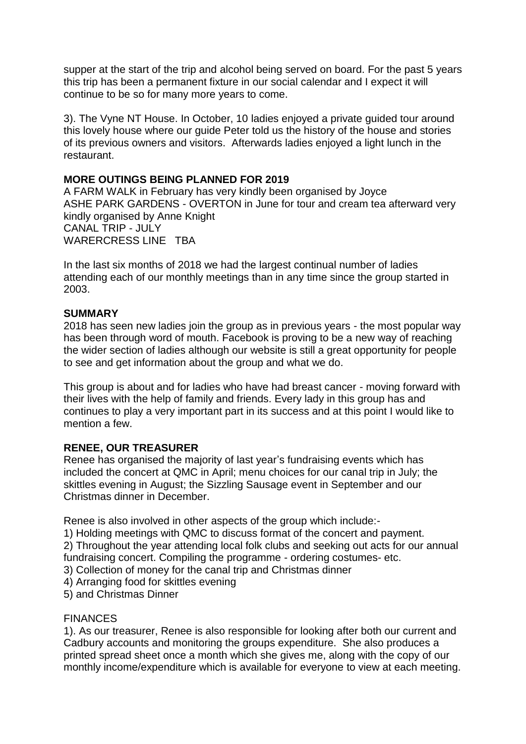supper at the start of the trip and alcohol being served on board. For the past 5 years this trip has been a permanent fixture in our social calendar and I expect it will continue to be so for many more years to come.

3). The Vyne NT House. In October, 10 ladies enjoyed a private guided tour around this lovely house where our guide Peter told us the history of the house and stories of its previous owners and visitors. Afterwards ladies enjoyed a light lunch in the restaurant.

**MORE OUTINGS BEING PLANNED FOR 2019**

A FARM WALK in February has very kindly been organised by Joyce
ASHE PARK GARDENS - OVERTON in June for tour and cream tea afterward very kindly organised by Anne Knight
CANAL TRIP - JULY
WARERCRESS LINE TBA

In the last six months of 2018 we had the largest continual number of ladies attending each of our monthly meetings than in any time since the group started in 2003.

**SUMMARY**

2018 has seen new ladies join the group as in previous years - the most popular way has been through word of mouth. Facebook is proving to be a new way of reaching the wider section of ladies although our website is still a great opportunity for people to see and get information about the group and what we do.

This group is about and for ladies who have had breast cancer - moving forward with their lives with the help of family and friends. Every lady in this group has and continues to play a very important part in its success and at this point I would like to mention a few.

**RENEE, OUR TREASURER**

Renee has organised the majority of last year's fundraising events which has included the concert at QMC in April; menu choices for our canal trip in July; the skittles evening in August; the Sizzling Sausage event in September and our Christmas dinner in December.

Renee is also involved in other aspects of the group which include:-

1) Holding meetings with QMC to discuss format of the concert and payment.
2) Throughout the year attending local folk clubs and seeking out acts for our annual fundraising concert. Compiling the programme - ordering costumes- etc.
3) Collection of money for the canal trip and Christmas dinner
4) Arranging food for skittles evening
5) and Christmas Dinner

FINANCES

1). As our treasurer, Renee is also responsible for looking after both our current and Cadbury accounts and monitoring the groups expenditure. She also produces a printed spread sheet once a month which she gives me, along with the copy of our monthly income/expenditure which is available for everyone to view at each meeting.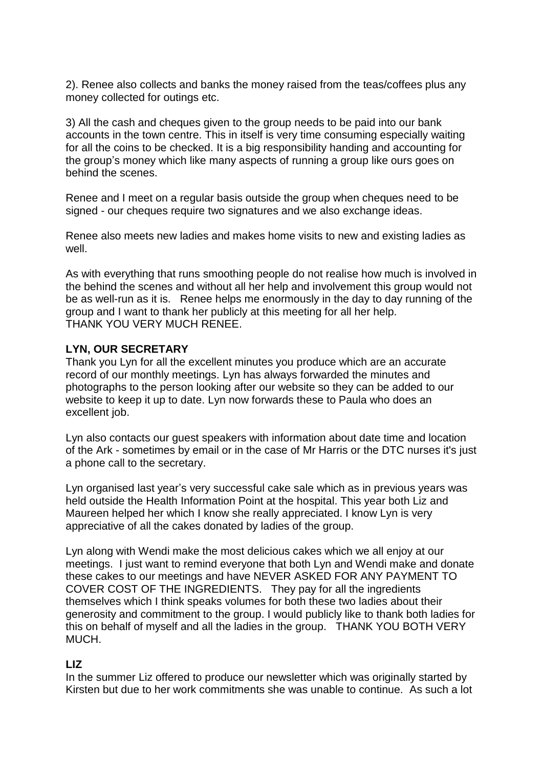2). Renee also collects and banks the money raised from the teas/coffees plus any money collected for outings etc.

3) All the cash and cheques given to the group needs to be paid into our bank accounts in the town centre. This in itself is very time consuming especially waiting for all the coins to be checked. It is a big responsibility handing and accounting for the group's money which like many aspects of running a group like ours goes on behind the scenes.

Renee and I meet on a regular basis outside the group when cheques need to be signed - our cheques require two signatures and we also exchange ideas.

Renee also meets new ladies and makes home visits to new and existing ladies as well.

As with everything that runs smoothing people do not realise how much is involved in the behind the scenes and without all her help and involvement this group would not be as well-run as it is. Renee helps me enormously in the day to day running of the group and I want to thank her publicly at this meeting for all her help.
THANK YOU VERY MUCH RENEE.

**LYN, OUR SECRETARY**

Thank you Lyn for all the excellent minutes you produce which are an accurate record of our monthly meetings. Lyn has always forwarded the minutes and photographs to the person looking after our website so they can be added to our website to keep it up to date. Lyn now forwards these to Paula who does an excellent job.

Lyn also contacts our guest speakers with information about date time and location of the Ark - sometimes by email or in the case of Mr Harris or the DTC nurses it's just a phone call to the secretary.

Lyn organised last year's very successful cake sale which as in previous years was held outside the Health Information Point at the hospital. This year both Liz and Maureen helped her which I know she really appreciated. I know Lyn is very appreciative of all the cakes donated by ladies of the group.

Lyn along with Wendi make the most delicious cakes which we all enjoy at our meetings. I just want to remind everyone that both Lyn and Wendi make and donate these cakes to our meetings and have NEVER ASKED FOR ANY PAYMENT TO COVER COST OF THE INGREDIENTS. They pay for all the ingredients themselves which I think speaks volumes for both these two ladies about their generosity and commitment to the group. I would publicly like to thank both ladies for this on behalf of myself and all the ladies in the group. THANK YOU BOTH VERY MUCH.

**LIZ**

In the summer Liz offered to produce our newsletter which was originally started by Kirsten but due to her work commitments she was unable to continue. As such a lot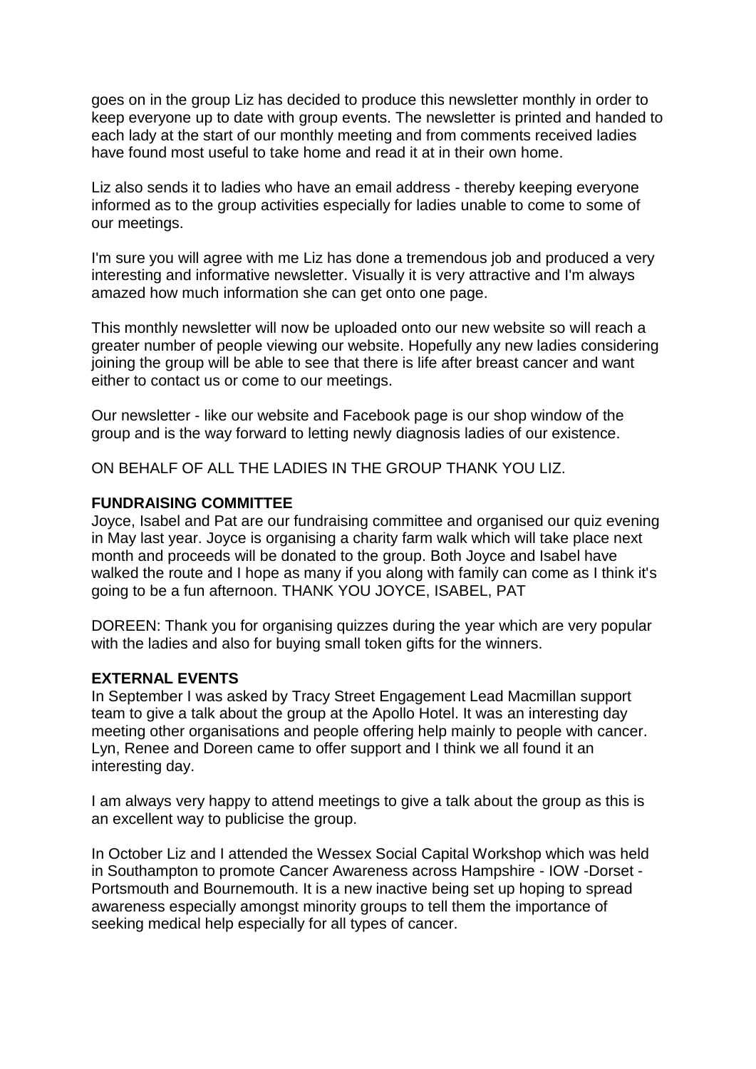goes on in the group Liz has decided to produce this newsletter monthly in order to keep everyone up to date with group events. The newsletter is printed and handed to each lady at the start of our monthly meeting and from comments received ladies have found most useful to take home and read it at in their own home.

Liz also sends it to ladies who have an email address - thereby keeping everyone informed as to the group activities especially for ladies unable to come to some of our meetings.

I'm sure you will agree with me Liz has done a tremendous job and produced a very interesting and informative newsletter. Visually it is very attractive and I'm always amazed how much information she can get onto one page.

This monthly newsletter will now be uploaded onto our new website so will reach a greater number of people viewing our website. Hopefully any new ladies considering joining the group will be able to see that there is life after breast cancer and want either to contact us or come to our meetings.

Our newsletter - like our website and Facebook page is our shop window of the group and is the way forward to letting newly diagnosis ladies of our existence.

ON BEHALF OF ALL THE LADIES IN THE GROUP THANK YOU LIZ.

**FUNDRAISING COMMITTEE**
Joyce, Isabel and Pat are our fundraising committee and organised our quiz evening in May last year. Joyce is organising a charity farm walk which will take place next month and proceeds will be donated to the group. Both Joyce and Isabel have walked the route and I hope as many if you along with family can come as I think it's going to be a fun afternoon. THANK YOU JOYCE, ISABEL, PAT

DOREEN: Thank you for organising quizzes during the year which are very popular with the ladies and also for buying small token gifts for the winners.

**EXTERNAL EVENTS**
In September I was asked by Tracy Street Engagement Lead Macmillan support team to give a talk about the group at the Apollo Hotel. It was an interesting day meeting other organisations and people offering help mainly to people with cancer. Lyn, Renee and Doreen came to offer support and I think we all found it an interesting day.

I am always very happy to attend meetings to give a talk about the group as this is an excellent way to publicise the group.

In October Liz and I attended the Wessex Social Capital Workshop which was held in Southampton to promote Cancer Awareness across Hampshire - IOW -Dorset - Portsmouth and Bournemouth. It is a new inactive being set up hoping to spread awareness especially amongst minority groups to tell them the importance of seeking medical help especially for all types of cancer.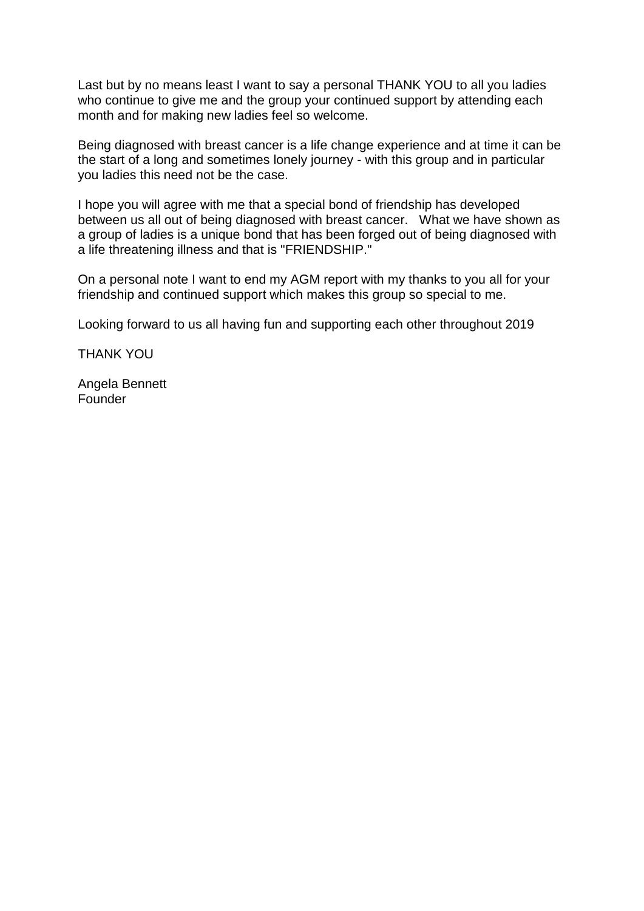Last but by no means least I want to say a personal THANK YOU to all you ladies who continue to give me and the group your continued support by attending each month and for making new ladies feel so welcome.

Being diagnosed with breast cancer is a life change experience and at time it can be the start of a long and sometimes lonely journey - with this group and in particular you ladies this need not be the case.

I hope you will agree with me that a special bond of friendship has developed between us all out of being diagnosed with breast cancer.   What we have shown as a group of ladies is a unique bond that has been forged out of being diagnosed with a life threatening illness and that is "FRIENDSHIP."

On a personal note I want to end my AGM report with my thanks to you all for your friendship and continued support which makes this group so special to me.

Looking forward to us all having fun and supporting each other throughout 2019

THANK YOU

Angela Bennett
Founder